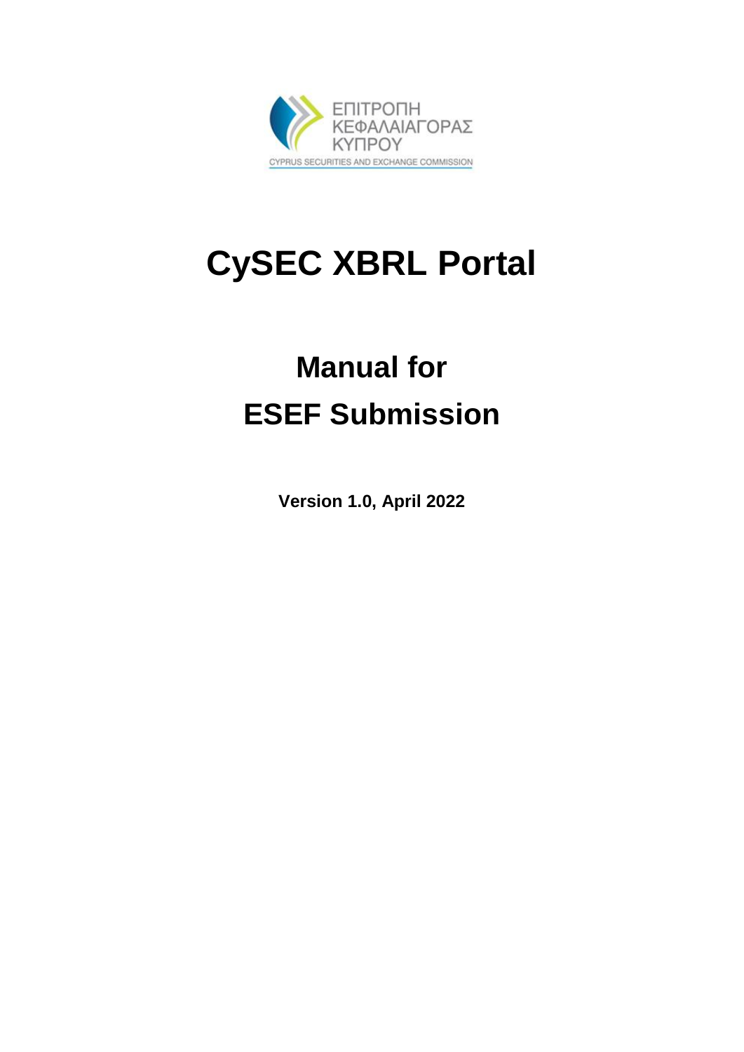ΕΠΙΤΡΟΠΗ ΚΕΦΑΛΑΙΑΓΟΡΑΣ ΚΥΠΡΟΥ

CYPRUS SECURITIES AND EXCHANGE COMMISSION

# CySEC XBRL Portal

## Manual for ESEF Submission

**Version 1.0, April 2022**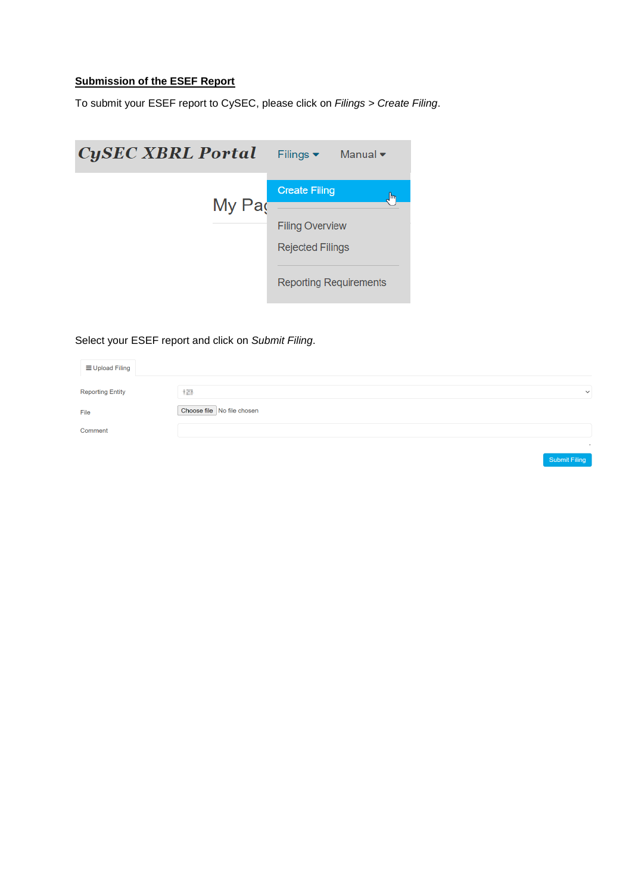**Submission of the ESEF Report**

To submit your ESEF report to CySEC, please click on *Filings* > *Create Filing*.

CySEC XBRL Portal — Filings — Manual

Create Filing

Filing Overview

Rejected Filings

Reporting Requirements

My Pag

Select your ESEF report and click on *Submit Filing*.

Upload Filing

Reporting Entity

File — Choose file No file chosen

Comment

Submit Filing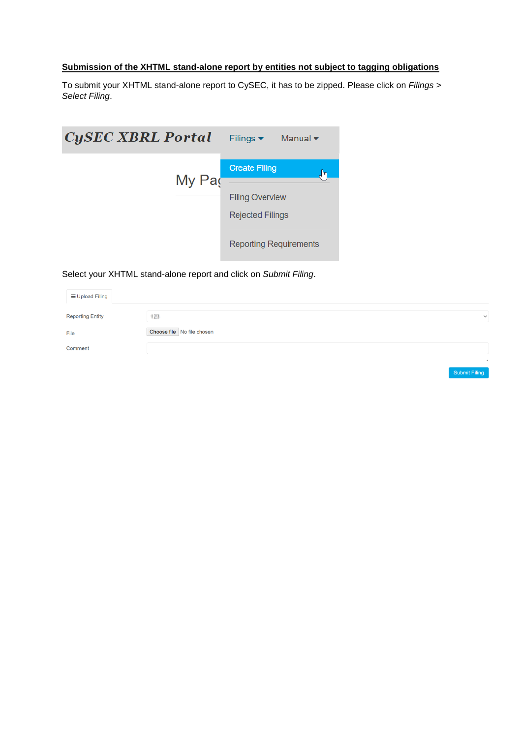**Submission of the XHTML stand-alone report by entities not subject to tagging obligations**

To submit your XHTML stand-alone report to CySEC, it has to be zipped. Please click on *Filings > Select Filing*.

Select your XHTML stand-alone report and click on *Submit Filing*.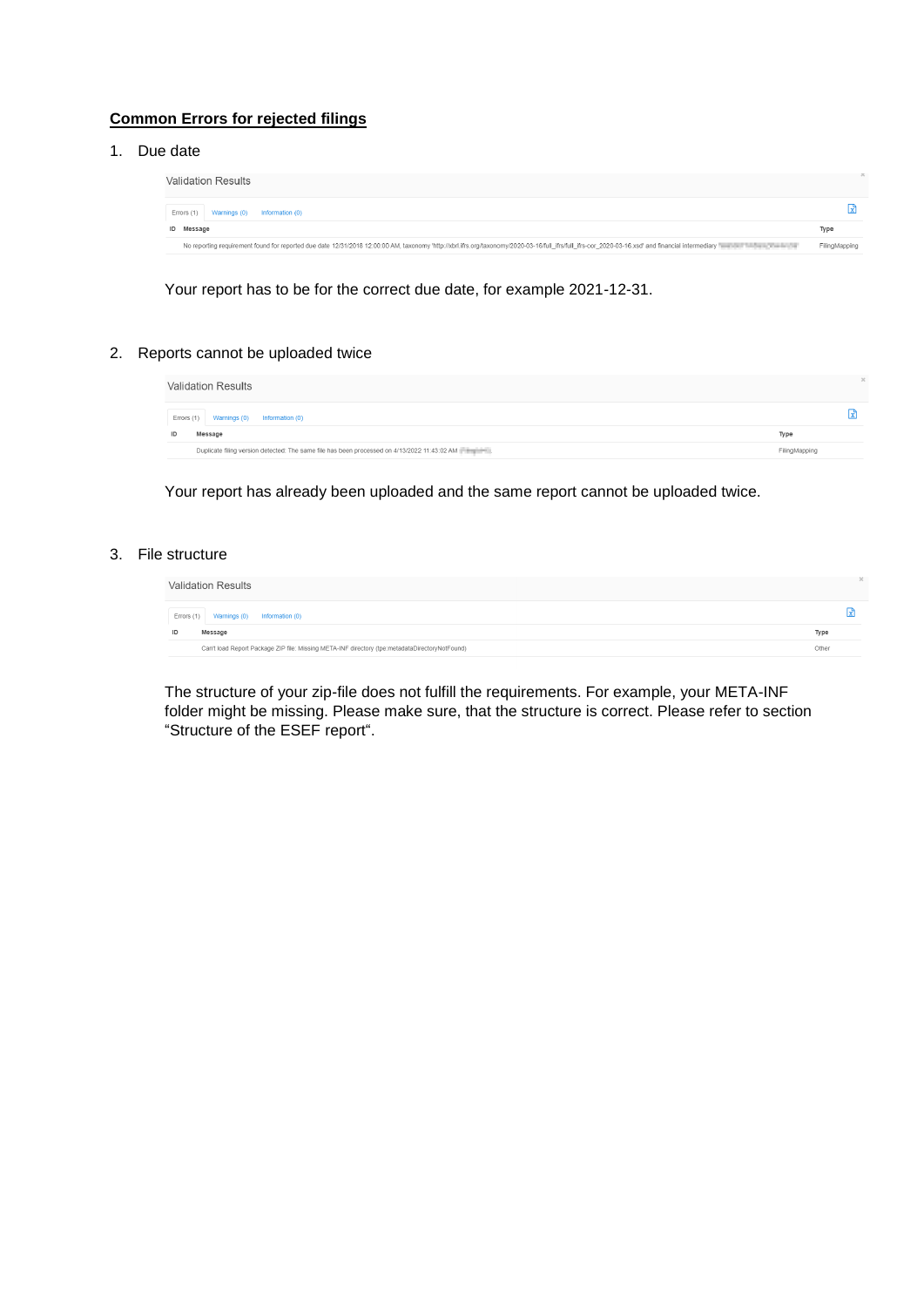## Common Errors for rejected filings

1. Due date

**Validation Results**

Errors (1) Warnings (0) Information (0)

| ID | Message | Type |
|---|---|---|
| | No reporting requirement found for reported due date 12/31/2018 12:00:00 AM, taxonomy 'http://xbrl.ifrs.org/taxonomy/2020-03-16/full_ifrs/full_ifrs-cor_2020-03-16.xsd' and financial intermediary | FilingMapping |

Your report has to be for the correct due date, for example 2021-12-31.

2. Reports cannot be uploaded twice

**Validation Results**

Errors (1) Warnings (0) Information (0)

| ID | Message | Type |
|---|---|---|
| | Duplicate filing version detected: The same file has been processed on 4/13/2022 11:43:02 AM | FilingMapping |

Your report has already been uploaded and the same report cannot be uploaded twice.

3. File structure

**Validation Results**

Errors (1) Warnings (0) Information (0)

| ID | Message | Type |
|---|---|---|
| | Can't load Report Package ZIP file: Missing META-INF directory (tpe:metadataDirectoryNotFound) | Other |

The structure of your zip-file does not fulfill the requirements. For example, your META-INF folder might be missing. Please make sure, that the structure is correct. Please refer to section "Structure of the ESEF report".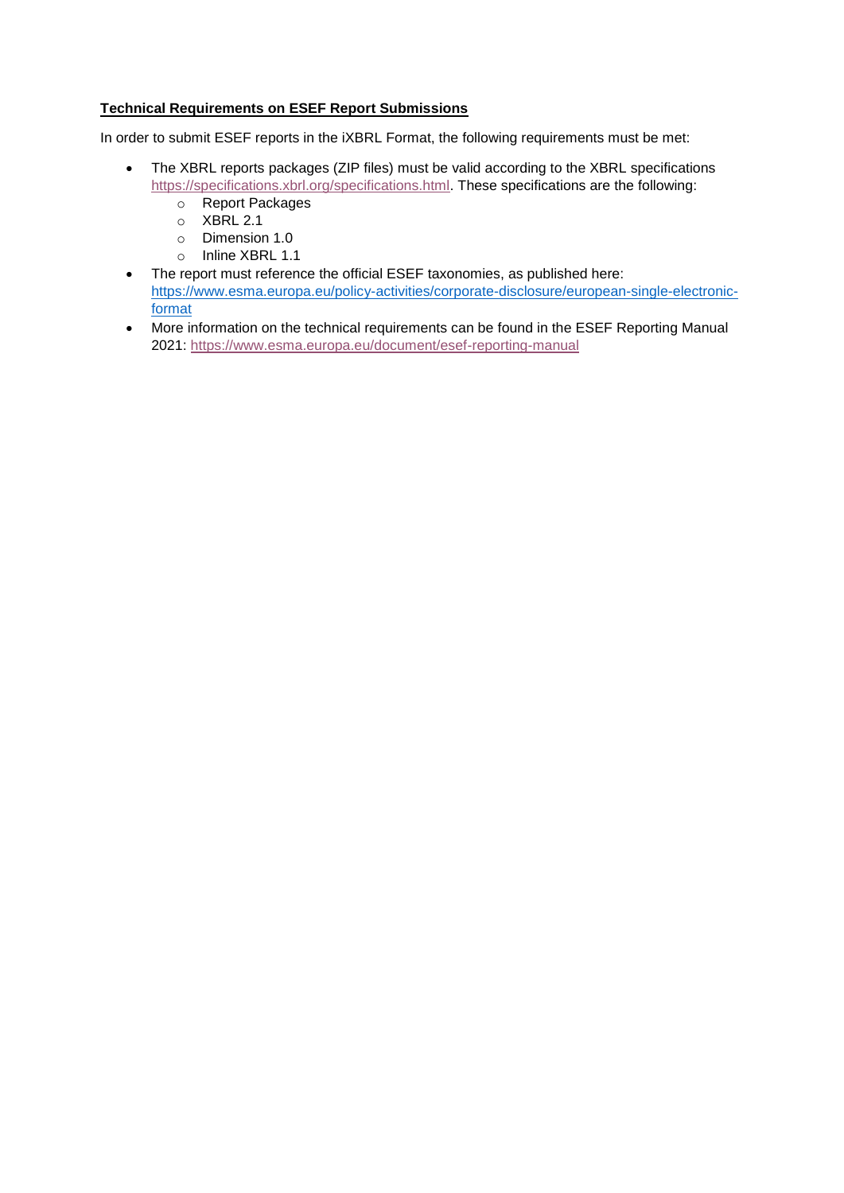**Technical Requirements on ESEF Report Submissions**

In order to submit ESEF reports in the iXBRL Format, the following requirements must be met:

- The XBRL reports packages (ZIP files) must be valid according to the XBRL specifications [https://specifications.xbrl.org/specifications.html](https://specifications.xbrl.org/specifications.html). These specifications are the following:
    - Report Packages
    - XBRL 2.1
    - Dimension 1.0
    - Inline XBRL 1.1
- The report must reference the official ESEF taxonomies, as published here: [https://www.esma.europa.eu/policy-activities/corporate-disclosure/european-single-electronic-format](https://www.esma.europa.eu/policy-activities/corporate-disclosure/european-single-electronic-format)
- More information on the technical requirements can be found in the ESEF Reporting Manual 2021: [https://www.esma.europa.eu/document/esef-reporting-manual](https://www.esma.europa.eu/document/esef-reporting-manual)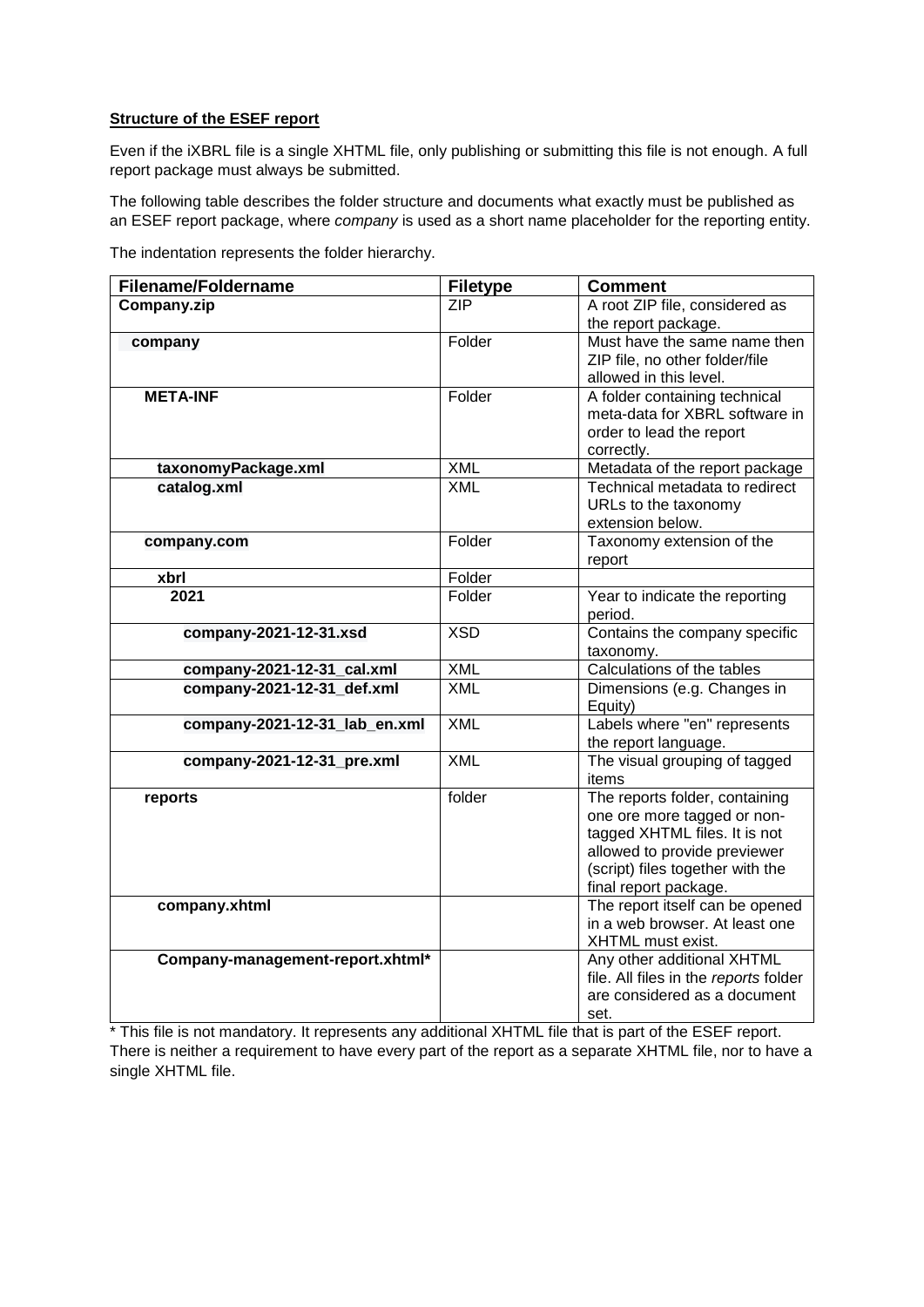**Structure of the ESEF report**

Even if the iXBRL file is a single XHTML file, only publishing or submitting this file is not enough. A full report package must always be submitted.

The following table describes the folder structure and documents what exactly must be published as an ESEF report package, where *company* is used as a short name placeholder for the reporting entity.

The indentation represents the folder hierarchy.

| Filename/Foldername | Filetype | Comment |
|---|---|---|
| **Company.zip** | ZIP | A root ZIP file, considered as the report package. |
| **company** | Folder | Must have the same name then ZIP file, no other folder/file allowed in this level. |
| **META-INF** | Folder | A folder containing technical meta-data for XBRL software in order to lead the report correctly. |
| **taxonomyPackage.xml** | XML | Metadata of the report package |
| **catalog.xml** | XML | Technical metadata to redirect URLs to the taxonomy extension below. |
| **company.com** | Folder | Taxonomy extension of the report |
| **xbrl** | Folder | |
| **2021** | Folder | Year to indicate the reporting period. |
| **company-2021-12-31.xsd** | XSD | Contains the company specific taxonomy. |
| **company-2021-12-31_cal.xml** | XML | Calculations of the tables |
| **company-2021-12-31_def.xml** | XML | Dimensions (e.g. Changes in Equity) |
| **company-2021-12-31_lab_en.xml** | XML | Labels where "en" represents the report language. |
| **company-2021-12-31_pre.xml** | XML | The visual grouping of tagged items |
| **reports** | folder | The reports folder, containing one ore more tagged or non-tagged XHTML files. It is not allowed to provide previewer (script) files together with the final report package. |
| **company.xhtml** | | The report itself can be opened in a web browser. At least one XHTML must exist. |
| **Company-management-report.xhtml*** | | Any other additional XHTML file. All files in the *reports* folder are considered as a document set. |

\* This file is not mandatory. It represents any additional XHTML file that is part of the ESEF report. There is neither a requirement to have every part of the report as a separate XHTML file, nor to have a single XHTML file.